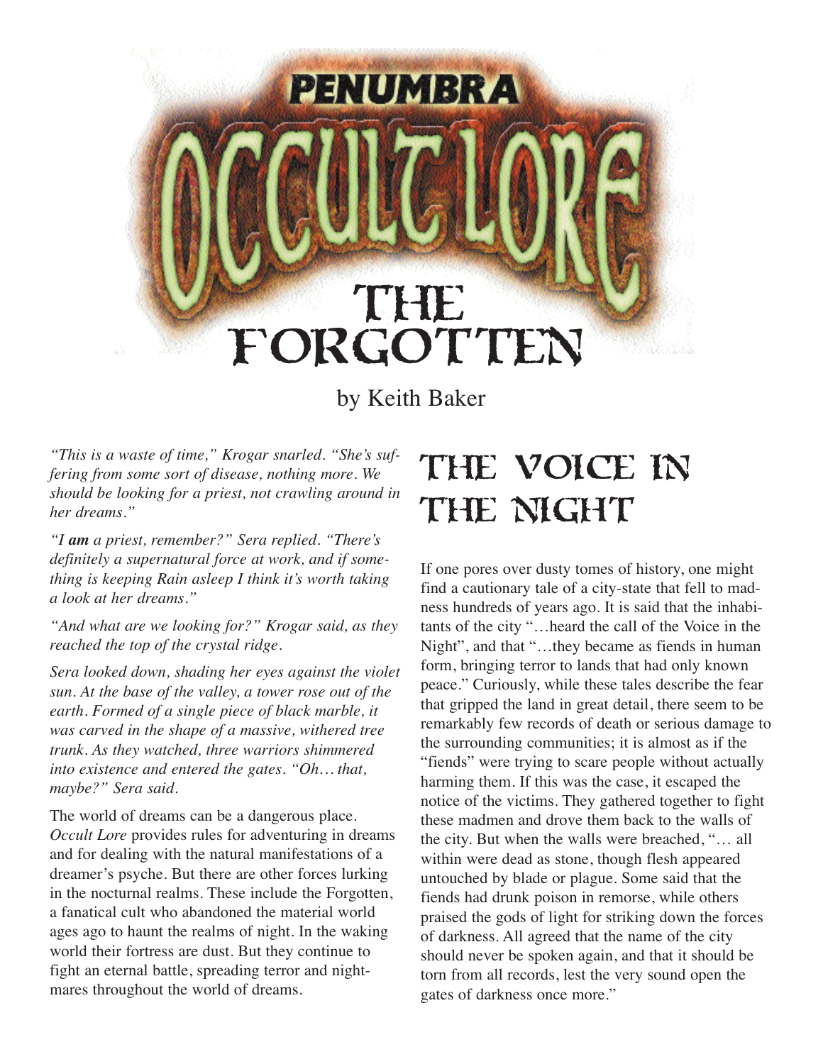# PENUMBRA OCCULT LORE

# THE FORGOTTEN

by Keith Baker

*"This is a waste of time," Krogar snarled. "She's suffering from some sort of disease, nothing more. We should be looking for a priest, not crawling around in her dreams."*

*"I **am** a priest, remember?" Sera replied. "There's definitely a supernatural force at work, and if something is keeping Rain asleep I think it's worth taking a look at her dreams."*

*"And what are we looking for?" Krogar said, as they reached the top of the crystal ridge.*

*Sera looked down, shading her eyes against the violet sun. At the base of the valley, a tower rose out of the earth. Formed of a single piece of black marble, it was carved in the shape of a massive, withered tree trunk. As they watched, three warriors shimmered into existence and entered the gates. "Oh… that, maybe?" Sera said.*

The world of dreams can be a dangerous place. *Occult Lore* provides rules for adventuring in dreams and for dealing with the natural manifestations of a dreamer's psyche. But there are other forces lurking in the nocturnal realms. These include the Forgotten, a fanatical cult who abandoned the material world ages ago to haunt the realms of night. In the waking world their fortress are dust. But they continue to fight an eternal battle, spreading terror and nightmares throughout the world of dreams.

## The Voice in the Night

If one pores over dusty tomes of history, one might find a cautionary tale of a city-state that fell to madness hundreds of years ago. It is said that the inhabitants of the city "…heard the call of the Voice in the Night", and that "…they became as fiends in human form, bringing terror to lands that had only known peace." Curiously, while these tales describe the fear that gripped the land in great detail, there seem to be remarkably few records of death or serious damage to the surrounding communities; it is almost as if the "fiends" were trying to scare people without actually harming them. If this was the case, it escaped the notice of the victims. They gathered together to fight these madmen and drove them back to the walls of the city. But when the walls were breached, "… all within were dead as stone, though flesh appeared untouched by blade or plague. Some said that the fiends had drunk poison in remorse, while others praised the gods of light for striking down the forces of darkness. All agreed that the name of the city should never be spoken again, and that it should be torn from all records, lest the very sound open the gates of darkness once more."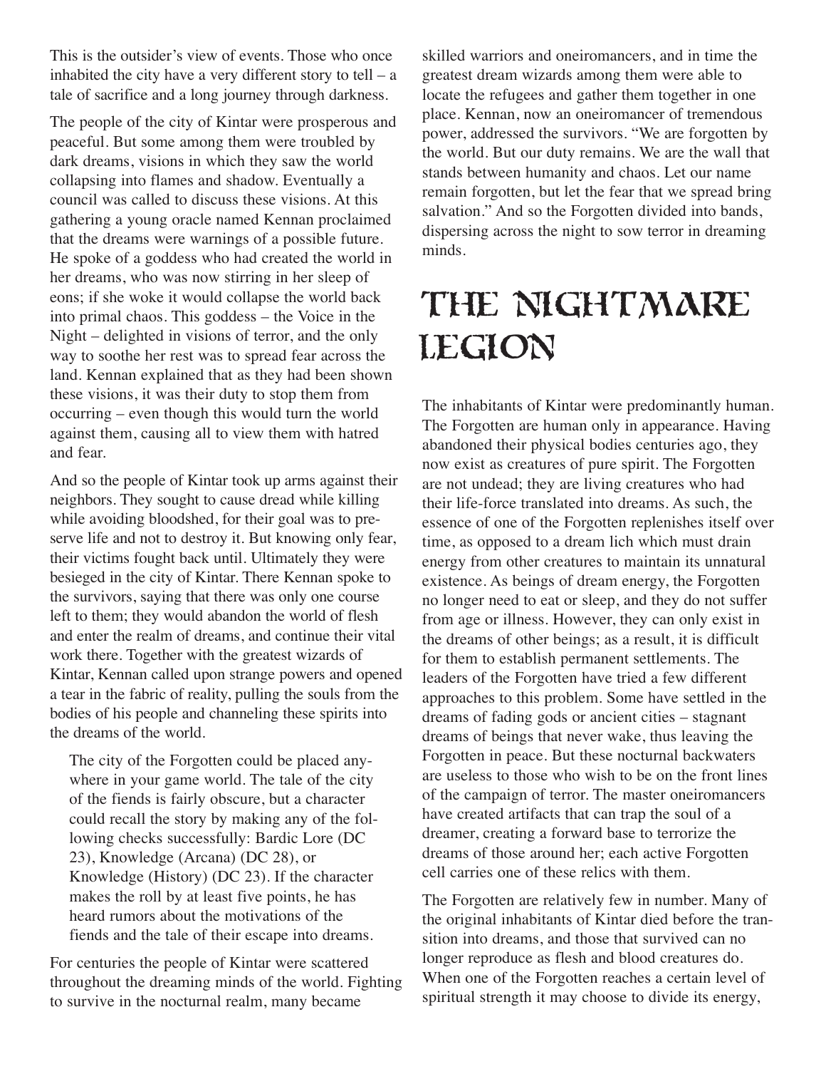This is the outsider's view of events. Those who once inhabited the city have a very different story to tell – a tale of sacrifice and a long journey through darkness.

The people of the city of Kintar were prosperous and peaceful. But some among them were troubled by dark dreams, visions in which they saw the world collapsing into flames and shadow. Eventually a council was called to discuss these visions. At this gathering a young oracle named Kennan proclaimed that the dreams were warnings of a possible future. He spoke of a goddess who had created the world in her dreams, who was now stirring in her sleep of eons; if she woke it would collapse the world back into primal chaos. This goddess – the Voice in the Night – delighted in visions of terror, and the only way to soothe her rest was to spread fear across the land. Kennan explained that as they had been shown these visions, it was their duty to stop them from occurring – even though this would turn the world against them, causing all to view them with hatred and fear.

And so the people of Kintar took up arms against their neighbors. They sought to cause dread while killing while avoiding bloodshed, for their goal was to preserve life and not to destroy it. But knowing only fear, their victims fought back until. Ultimately they were besieged in the city of Kintar. There Kennan spoke to the survivors, saying that there was only one course left to them; they would abandon the world of flesh and enter the realm of dreams, and continue their vital work there. Together with the greatest wizards of Kintar, Kennan called upon strange powers and opened a tear in the fabric of reality, pulling the souls from the bodies of his people and channeling these spirits into the dreams of the world.

> The city of the Forgotten could be placed anywhere in your game world. The tale of the city of the fiends is fairly obscure, but a character could recall the story by making any of the following checks successfully: Bardic Lore (DC 23), Knowledge (Arcana) (DC 28), or Knowledge (History) (DC 23). If the character makes the roll by at least five points, he has heard rumors about the motivations of the fiends and the tale of their escape into dreams.

For centuries the people of Kintar were scattered throughout the dreaming minds of the world. Fighting to survive in the nocturnal realm, many became skilled warriors and oneiromancers, and in time the greatest dream wizards among them were able to locate the refugees and gather them together in one place. Kennan, now an oneiromancer of tremendous power, addressed the survivors. "We are forgotten by the world. But our duty remains. We are the wall that stands between humanity and chaos. Let our name remain forgotten, but let the fear that we spread bring salvation." And so the Forgotten divided into bands, dispersing across the night to sow terror in dreaming minds.

# The Nightmare Legion

The inhabitants of Kintar were predominantly human. The Forgotten are human only in appearance. Having abandoned their physical bodies centuries ago, they now exist as creatures of pure spirit. The Forgotten are not undead; they are living creatures who had their life-force translated into dreams. As such, the essence of one of the Forgotten replenishes itself over time, as opposed to a dream lich which must drain energy from other creatures to maintain its unnatural existence. As beings of dream energy, the Forgotten no longer need to eat or sleep, and they do not suffer from age or illness. However, they can only exist in the dreams of other beings; as a result, it is difficult for them to establish permanent settlements. The leaders of the Forgotten have tried a few different approaches to this problem. Some have settled in the dreams of fading gods or ancient cities – stagnant dreams of beings that never wake, thus leaving the Forgotten in peace. But these nocturnal backwaters are useless to those who wish to be on the front lines of the campaign of terror. The master oneiromancers have created artifacts that can trap the soul of a dreamer, creating a forward base to terrorize the dreams of those around her; each active Forgotten cell carries one of these relics with them.

The Forgotten are relatively few in number. Many of the original inhabitants of Kintar died before the transition into dreams, and those that survived can no longer reproduce as flesh and blood creatures do. When one of the Forgotten reaches a certain level of spiritual strength it may choose to divide its energy,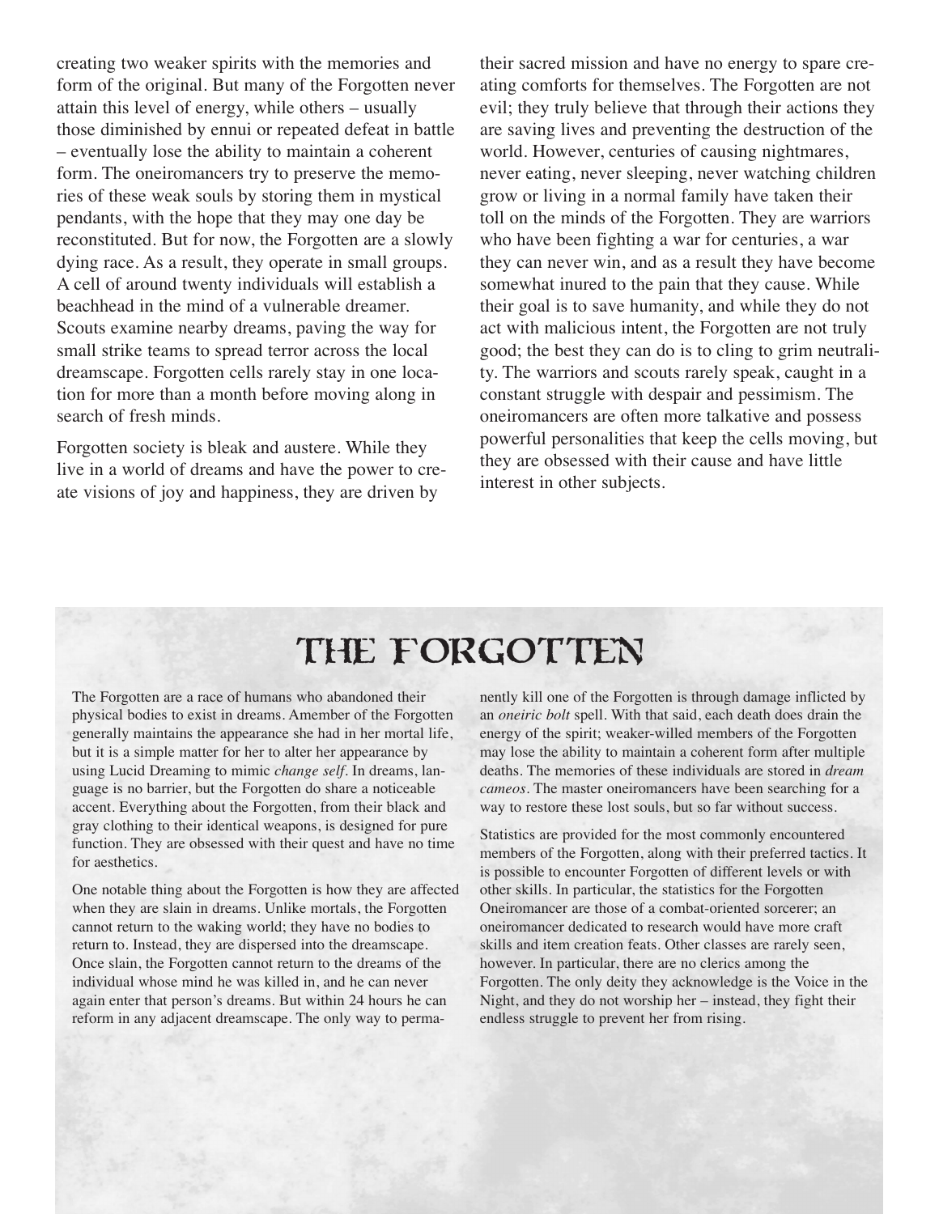creating two weaker spirits with the memories and form of the original. But many of the Forgotten never attain this level of energy, while others – usually those diminished by ennui or repeated defeat in battle – eventually lose the ability to maintain a coherent form. The oneiromancers try to preserve the memories of these weak souls by storing them in mystical pendants, with the hope that they may one day be reconstituted. But for now, the Forgotten are a slowly dying race. As a result, they operate in small groups. A cell of around twenty individuals will establish a beachhead in the mind of a vulnerable dreamer. Scouts examine nearby dreams, paving the way for small strike teams to spread terror across the local dreamscape. Forgotten cells rarely stay in one location for more than a month before moving along in search of fresh minds.

Forgotten society is bleak and austere. While they live in a world of dreams and have the power to create visions of joy and happiness, they are driven by their sacred mission and have no energy to spare creating comforts for themselves. The Forgotten are not evil; they truly believe that through their actions they are saving lives and preventing the destruction of the world. However, centuries of causing nightmares, never eating, never sleeping, never watching children grow or living in a normal family have taken their toll on the minds of the Forgotten. They are warriors who have been fighting a war for centuries, a war they can never win, and as a result they have become somewhat inured to the pain that they cause. While their goal is to save humanity, and while they do not act with malicious intent, the Forgotten are not truly good; the best they can do is to cling to grim neutrality. The warriors and scouts rarely speak, caught in a constant struggle with despair and pessimism. The oneiromancers are often more talkative and possess powerful personalities that keep the cells moving, but they are obsessed with their cause and have little interest in other subjects.

## The Forgotten

The Forgotten are a race of humans who abandoned their physical bodies to exist in dreams. Amember of the Forgotten generally maintains the appearance she had in her mortal life, but it is a simple matter for her to alter her appearance by using Lucid Dreaming to mimic *change self*. In dreams, language is no barrier, but the Forgotten do share a noticeable accent. Everything about the Forgotten, from their black and gray clothing to their identical weapons, is designed for pure function. They are obsessed with their quest and have no time for aesthetics.

One notable thing about the Forgotten is how they are affected when they are slain in dreams. Unlike mortals, the Forgotten cannot return to the waking world; they have no bodies to return to. Instead, they are dispersed into the dreamscape. Once slain, the Forgotten cannot return to the dreams of the individual whose mind he was killed in, and he can never again enter that person's dreams. But within 24 hours he can reform in any adjacent dreamscape. The only way to permanently kill one of the Forgotten is through damage inflicted by an *oneiric bolt* spell. With that said, each death does drain the energy of the spirit; weaker-willed members of the Forgotten may lose the ability to maintain a coherent form after multiple deaths. The memories of these individuals are stored in *dream cameos*. The master oneiromancers have been searching for a way to restore these lost souls, but so far without success.

Statistics are provided for the most commonly encountered members of the Forgotten, along with their preferred tactics. It is possible to encounter Forgotten of different levels or with other skills. In particular, the statistics for the Forgotten Oneiromancer are those of a combat-oriented sorcerer; an oneiromancer dedicated to research would have more craft skills and item creation feats. Other classes are rarely seen, however. In particular, there are no clerics among the Forgotten. The only deity they acknowledge is the Voice in the Night, and they do not worship her – instead, they fight their endless struggle to prevent her from rising.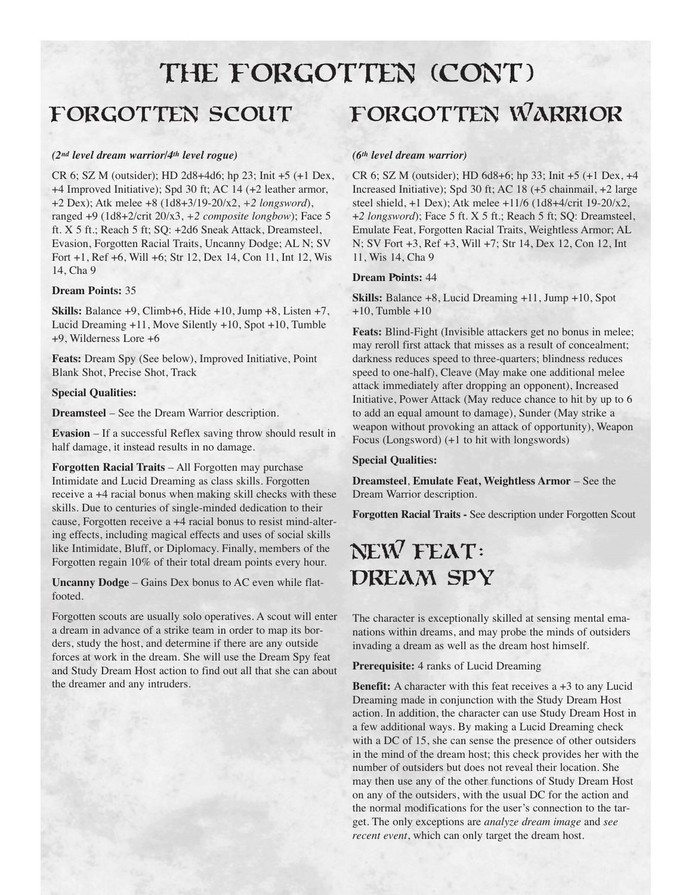# THE FORGOTTEN (CONT)

## FORGOTTEN SCOUT

***(2nd level dream warrior/4th level rogue)***

CR 6; SZ M (outsider); HD 2d8+4d6; hp 23; Init +5 (+1 Dex, +4 Improved Initiative); Spd 30 ft; AC 14 (+2 leather armor, +2 Dex); Atk melee +8 (1d8+3/19-20/x2, *+2 longsword*), ranged +9 (1d8+2/crit 20/x3, *+2 composite longbow*); Face 5 ft. X 5 ft.; Reach 5 ft; SQ: +2d6 Sneak Attack, Dreamsteel, Evasion, Forgotten Racial Traits, Uncanny Dodge; AL N; SV Fort +1, Ref +6, Will +6; Str 12, Dex 14, Con 11, Int 12, Wis 14, Cha 9

**Dream Points:** 35

**Skills:** Balance +9, Climb+6, Hide +10, Jump +8, Listen +7, Lucid Dreaming +11, Move Silently +10, Spot +10, Tumble +9, Wilderness Lore +6

**Feats:** Dream Spy (See below), Improved Initiative, Point Blank Shot, Precise Shot, Track

**Special Qualities:**

**Dreamsteel** – See the Dream Warrior description.

**Evasion** – If a successful Reflex saving throw should result in half damage, it instead results in no damage.

**Forgotten Racial Traits** – All Forgotten may purchase Intimidate and Lucid Dreaming as class skills. Forgotten receive a +4 racial bonus when making skill checks with these skills. Due to centuries of single-minded dedication to their cause, Forgotten receive a +4 racial bonus to resist mind-altering effects, including magical effects and uses of social skills like Intimidate, Bluff, or Diplomacy. Finally, members of the Forgotten regain 10% of their total dream points every hour.

**Uncanny Dodge** – Gains Dex bonus to AC even while flat-footed.

Forgotten scouts are usually solo operatives. A scout will enter a dream in advance of a strike team in order to map its borders, study the host, and determine if there are any outside forces at work in the dream. She will use the Dream Spy feat and Study Dream Host action to find out all that she can about the dreamer and any intruders.

## FORGOTTEN WARRIOR

***(6th level dream warrior)***

CR 6; SZ M (outsider); HD 6d8+6; hp 33; Init +5 (+1 Dex, +4 Increased Initiative); Spd 30 ft; AC 18 (+5 chainmail, +2 large steel shield, +1 Dex); Atk melee +11/6 (1d8+4/crit 19-20/x2, *+2 longsword*); Face 5 ft. X 5 ft.; Reach 5 ft; SQ: Dreamsteel, Emulate Feat, Forgotten Racial Traits, Weightless Armor; AL N; SV Fort +3, Ref +3, Will +7; Str 14, Dex 12, Con 12, Int 11, Wis 14, Cha 9

**Dream Points:** 44

**Skills:** Balance +8, Lucid Dreaming +11, Jump +10, Spot +10, Tumble +10

**Feats:** Blind-Fight (Invisible attackers get no bonus in melee; may reroll first attack that misses as a result of concealment; darkness reduces speed to three-quarters; blindness reduces speed to one-half), Cleave (May make one additional melee attack immediately after dropping an opponent), Increased Initiative, Power Attack (May reduce chance to hit by up to 6 to add an equal amount to damage), Sunder (May strike a weapon without provoking an attack of opportunity), Weapon Focus (Longsword) (+1 to hit with longswords)

**Special Qualities:**

**Dreamsteel**, **Emulate Feat, Weightless Armor** – See the Dream Warrior description.

**Forgotten Racial Traits -** See description under Forgotten Scout

## NEW FEAT: DREAM SPY

The character is exceptionally skilled at sensing mental emanations within dreams, and may probe the minds of outsiders invading a dream as well as the dream host himself.

**Prerequisite:** 4 ranks of Lucid Dreaming

**Benefit:** A character with this feat receives a +3 to any Lucid Dreaming made in conjunction with the Study Dream Host action. In addition, the character can use Study Dream Host in a few additional ways. By making a Lucid Dreaming check with a DC of 15, she can sense the presence of other outsiders in the mind of the dream host; this check provides her with the number of outsiders but does not reveal their location. She may then use any of the other functions of Study Dream Host on any of the outsiders, with the usual DC for the action and the normal modifications for the user's connection to the target. The only exceptions are *analyze dream image* and *see recent event*, which can only target the dream host.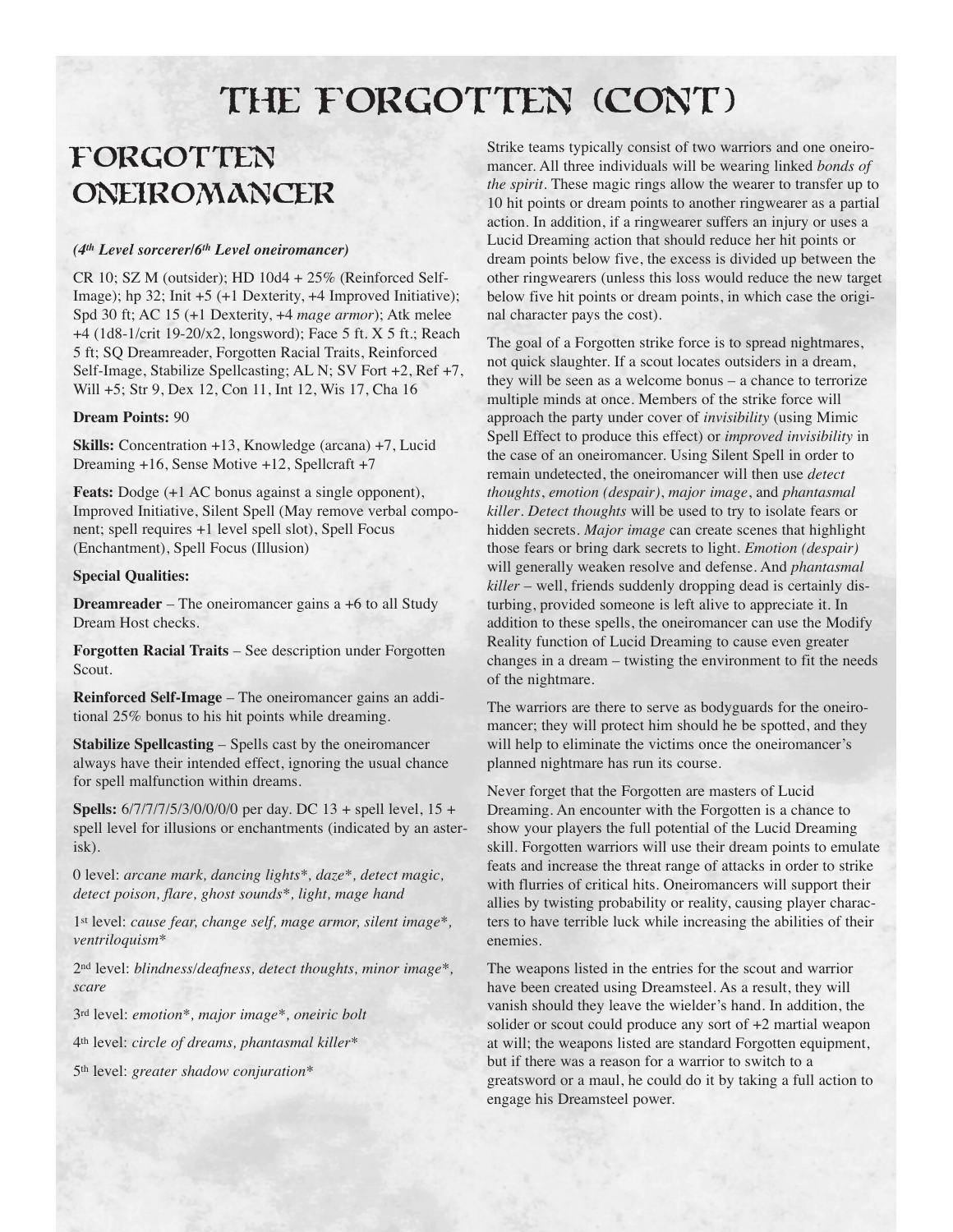# THE FORGOTTEN (CONT)

## FORGOTTEN ONEIROMANCER

***(4th Level sorcerer/6th Level oneiromancer)***

CR 10; SZ M (outsider); HD 10d4 + 25% (Reinforced Self-Image); hp 32; Init +5 (+1 Dexterity, +4 Improved Initiative); Spd 30 ft; AC 15 (+1 Dexterity, +4 *mage armor*); Atk melee +4 (1d8-1/crit 19-20/x2, longsword); Face 5 ft. X 5 ft.; Reach 5 ft; SQ Dreamreader, Forgotten Racial Traits, Reinforced Self-Image, Stabilize Spellcasting; AL N; SV Fort +2, Ref +7, Will +5; Str 9, Dex 12, Con 11, Int 12, Wis 17, Cha 16

**Dream Points:** 90

**Skills:** Concentration +13, Knowledge (arcana) +7, Lucid Dreaming +16, Sense Motive +12, Spellcraft +7

**Feats:** Dodge (+1 AC bonus against a single opponent), Improved Initiative, Silent Spell (May remove verbal component; spell requires +1 level spell slot), Spell Focus (Enchantment), Spell Focus (Illusion)

**Special Qualities:**

**Dreamreader** – The oneiromancer gains a +6 to all Study Dream Host checks.

**Forgotten Racial Traits** – See description under Forgotten Scout.

**Reinforced Self-Image** – The oneiromancer gains an additional 25% bonus to his hit points while dreaming.

**Stabilize Spellcasting** – Spells cast by the oneiromancer always have their intended effect, ignoring the usual chance for spell malfunction within dreams.

**Spells:** 6/7/7/7/5/3/0/0/0/0 per day. DC 13 + spell level, 15 + spell level for illusions or enchantments (indicated by an asterisk).

0 level: *arcane mark, dancing lights*\*, *daze*\*, *detect magic, detect poison, flare, ghost sounds*\*, *light, mage hand*

1st level: *cause fear, change self, mage armor, silent image*\*, *ventriloquism*\*

2nd level: *blindness/deafness, detect thoughts, minor image*\*, *scare*

3rd level: *emotion*\*, *major image*\*, *oneiric bolt*

4th level: *circle of dreams, phantasmal killer*\*

5th level: *greater shadow conjuration*\*

Strike teams typically consist of two warriors and one oneiromancer. All three individuals will be wearing linked *bonds of the spirit*. These magic rings allow the wearer to transfer up to 10 hit points or dream points to another ringwearer as a partial action. In addition, if a ringwearer suffers an injury or uses a Lucid Dreaming action that should reduce her hit points or dream points below five, the excess is divided up between the other ringwearers (unless this loss would reduce the new target below five hit points or dream points, in which case the original character pays the cost).

The goal of a Forgotten strike force is to spread nightmares, not quick slaughter. If a scout locates outsiders in a dream, they will be seen as a welcome bonus – a chance to terrorize multiple minds at once. Members of the strike force will approach the party under cover of *invisibility* (using Mimic Spell Effect to produce this effect) or *improved invisibility* in the case of an oneiromancer. Using Silent Spell in order to remain undetected, the oneiromancer will then use *detect thoughts*, *emotion (despair)*, *major image*, and *phantasmal killer*. *Detect thoughts* will be used to try to isolate fears or hidden secrets. *Major image* can create scenes that highlight those fears or bring dark secrets to light. *Emotion (despair)* will generally weaken resolve and defense. And *phantasmal killer* – well, friends suddenly dropping dead is certainly disturbing, provided someone is left alive to appreciate it. In addition to these spells, the oneiromancer can use the Modify Reality function of Lucid Dreaming to cause even greater changes in a dream – twisting the environment to fit the needs of the nightmare.

The warriors are there to serve as bodyguards for the oneiromancer; they will protect him should he be spotted, and they will help to eliminate the victims once the oneiromancer's planned nightmare has run its course.

Never forget that the Forgotten are masters of Lucid Dreaming. An encounter with the Forgotten is a chance to show your players the full potential of the Lucid Dreaming skill. Forgotten warriors will use their dream points to emulate feats and increase the threat range of attacks in order to strike with flurries of critical hits. Oneiromancers will support their allies by twisting probability or reality, causing player characters to have terrible luck while increasing the abilities of their enemies.

The weapons listed in the entries for the scout and warrior have been created using Dreamsteel. As a result, they will vanish should they leave the wielder's hand. In addition, the solider or scout could produce any sort of +2 martial weapon at will; the weapons listed are standard Forgotten equipment, but if there was a reason for a warrior to switch to a greatsword or a maul, he could do it by taking a full action to engage his Dreamsteel power.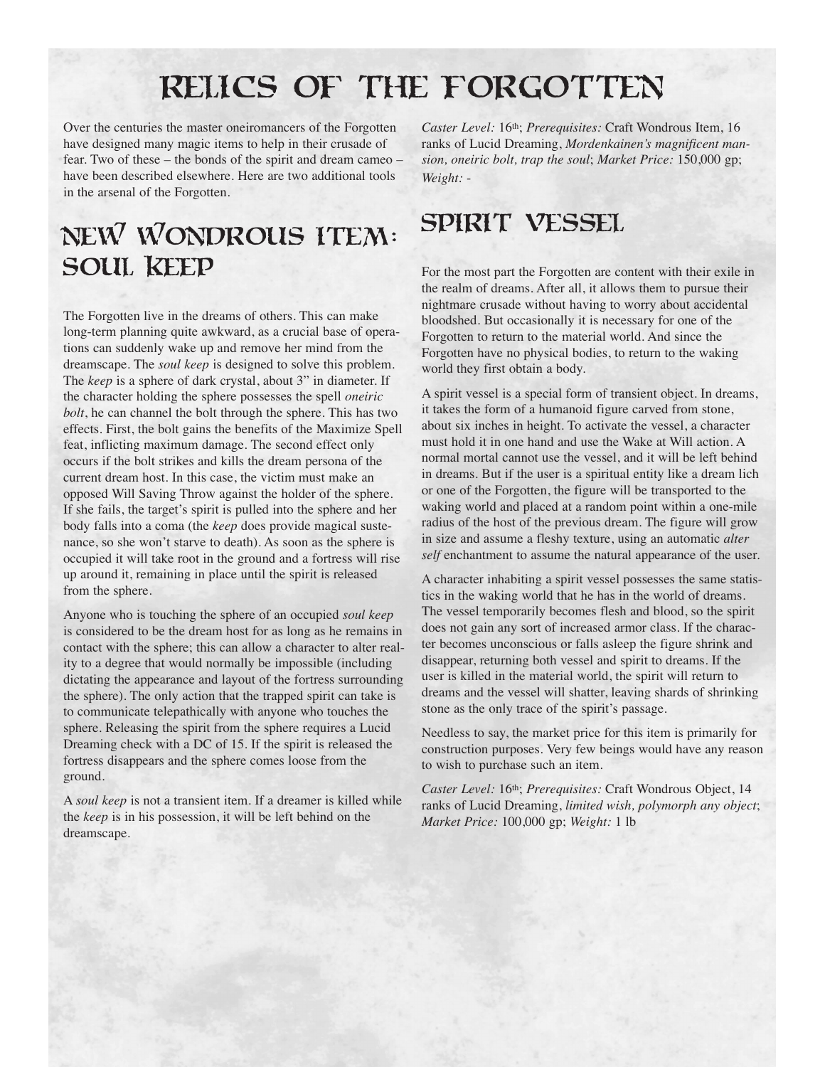# Relics of the Forgotten

Over the centuries the master oneiromancers of the Forgotten have designed many magic items to help in their crusade of fear. Two of these – the bonds of the spirit and dream cameo – have been described elsewhere. Here are two additional tools in the arsenal of the Forgotten.

## New Wondrous Item: Soul Keep

The Forgotten live in the dreams of others. This can make long-term planning quite awkward, as a crucial base of operations can suddenly wake up and remove her mind from the dreamscape. The *soul keep* is designed to solve this problem. The *keep* is a sphere of dark crystal, about 3" in diameter. If the character holding the sphere possesses the spell *oneiric bolt*, he can channel the bolt through the sphere. This has two effects. First, the bolt gains the benefits of the Maximize Spell feat, inflicting maximum damage. The second effect only occurs if the bolt strikes and kills the dream persona of the current dream host. In this case, the victim must make an opposed Will Saving Throw against the holder of the sphere. If she fails, the target's spirit is pulled into the sphere and her body falls into a coma (the *keep* does provide magical sustenance, so she won't starve to death). As soon as the sphere is occupied it will take root in the ground and a fortress will rise up around it, remaining in place until the spirit is released from the sphere.

Anyone who is touching the sphere of an occupied *soul keep* is considered to be the dream host for as long as he remains in contact with the sphere; this can allow a character to alter reality to a degree that would normally be impossible (including dictating the appearance and layout of the fortress surrounding the sphere). The only action that the trapped spirit can take is to communicate telepathically with anyone who touches the sphere. Releasing the spirit from the sphere requires a Lucid Dreaming check with a DC of 15. If the spirit is released the fortress disappears and the sphere comes loose from the ground.

A *soul keep* is not a transient item. If a dreamer is killed while the *keep* is in his possession, it will be left behind on the dreamscape.

*Caster Level:* 16th; *Prerequisites:* Craft Wondrous Item, 16 ranks of Lucid Dreaming, *Mordenkainen's magnificent mansion, oneiric bolt, trap the soul*; *Market Price:* 150,000 gp; *Weight:* -

## Spirit Vessel

For the most part the Forgotten are content with their exile in the realm of dreams. After all, it allows them to pursue their nightmare crusade without having to worry about accidental bloodshed. But occasionally it is necessary for one of the Forgotten to return to the material world. And since the Forgotten have no physical bodies, to return to the waking world they first obtain a body.

A spirit vessel is a special form of transient object. In dreams, it takes the form of a humanoid figure carved from stone, about six inches in height. To activate the vessel, a character must hold it in one hand and use the Wake at Will action. A normal mortal cannot use the vessel, and it will be left behind in dreams. But if the user is a spiritual entity like a dream lich or one of the Forgotten, the figure will be transported to the waking world and placed at a random point within a one-mile radius of the host of the previous dream. The figure will grow in size and assume a fleshy texture, using an automatic *alter self* enchantment to assume the natural appearance of the user.

A character inhabiting a spirit vessel possesses the same statistics in the waking world that he has in the world of dreams. The vessel temporarily becomes flesh and blood, so the spirit does not gain any sort of increased armor class. If the character becomes unconscious or falls asleep the figure shrink and disappear, returning both vessel and spirit to dreams. If the user is killed in the material world, the spirit will return to dreams and the vessel will shatter, leaving shards of shrinking stone as the only trace of the spirit's passage.

Needless to say, the market price for this item is primarily for construction purposes. Very few beings would have any reason to wish to purchase such an item.

*Caster Level:* 16th; *Prerequisites:* Craft Wondrous Object, 14 ranks of Lucid Dreaming, *limited wish, polymorph any object*; *Market Price:* 100,000 gp; *Weight:* 1 lb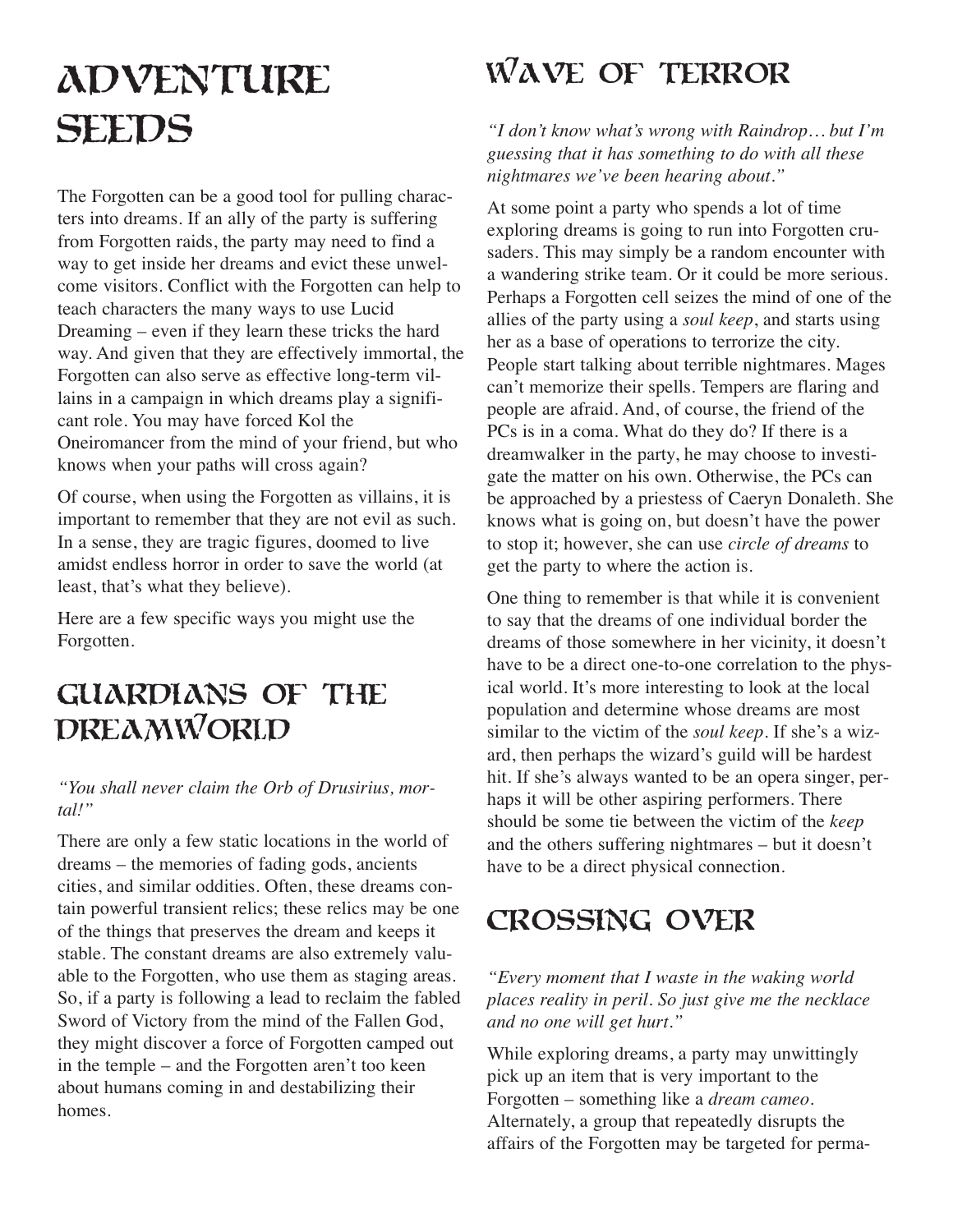# Adventure Seeds

The Forgotten can be a good tool for pulling characters into dreams. If an ally of the party is suffering from Forgotten raids, the party may need to find a way to get inside her dreams and evict these unwelcome visitors. Conflict with the Forgotten can help to teach characters the many ways to use Lucid Dreaming – even if they learn these tricks the hard way. And given that they are effectively immortal, the Forgotten can also serve as effective long-term villains in a campaign in which dreams play a significant role. You may have forced Kol the Oneiromancer from the mind of your friend, but who knows when your paths will cross again?

Of course, when using the Forgotten as villains, it is important to remember that they are not evil as such. In a sense, they are tragic figures, doomed to live amidst endless horror in order to save the world (at least, that's what they believe).

Here are a few specific ways you might use the Forgotten.

## Guardians of the Dreamworld

*"You shall never claim the Orb of Drusirius, mortal!"*

There are only a few static locations in the world of dreams – the memories of fading gods, ancients cities, and similar oddities. Often, these dreams contain powerful transient relics; these relics may be one of the things that preserves the dream and keeps it stable. The constant dreams are also extremely valuable to the Forgotten, who use them as staging areas. So, if a party is following a lead to reclaim the fabled Sword of Victory from the mind of the Fallen God, they might discover a force of Forgotten camped out in the temple – and the Forgotten aren't too keen about humans coming in and destabilizing their homes.

## Wave of Terror

*"I don't know what's wrong with Raindrop… but I'm guessing that it has something to do with all these nightmares we've been hearing about."*

At some point a party who spends a lot of time exploring dreams is going to run into Forgotten crusaders. This may simply be a random encounter with a wandering strike team. Or it could be more serious. Perhaps a Forgotten cell seizes the mind of one of the allies of the party using a *soul keep*, and starts using her as a base of operations to terrorize the city. People start talking about terrible nightmares. Mages can't memorize their spells. Tempers are flaring and people are afraid. And, of course, the friend of the PCs is in a coma. What do they do? If there is a dreamwalker in the party, he may choose to investigate the matter on his own. Otherwise, the PCs can be approached by a priestess of Caeryn Donaleth. She knows what is going on, but doesn't have the power to stop it; however, she can use *circle of dreams* to get the party to where the action is.

One thing to remember is that while it is convenient to say that the dreams of one individual border the dreams of those somewhere in her vicinity, it doesn't have to be a direct one-to-one correlation to the physical world. It's more interesting to look at the local population and determine whose dreams are most similar to the victim of the *soul keep*. If she's a wizard, then perhaps the wizard's guild will be hardest hit. If she's always wanted to be an opera singer, perhaps it will be other aspiring performers. There should be some tie between the victim of the *keep* and the others suffering nightmares – but it doesn't have to be a direct physical connection.

## Crossing Over

*"Every moment that I waste in the waking world places reality in peril. So just give me the necklace and no one will get hurt."*

While exploring dreams, a party may unwittingly pick up an item that is very important to the Forgotten – something like a *dream cameo*. Alternately, a group that repeatedly disrupts the affairs of the Forgotten may be targeted for perma-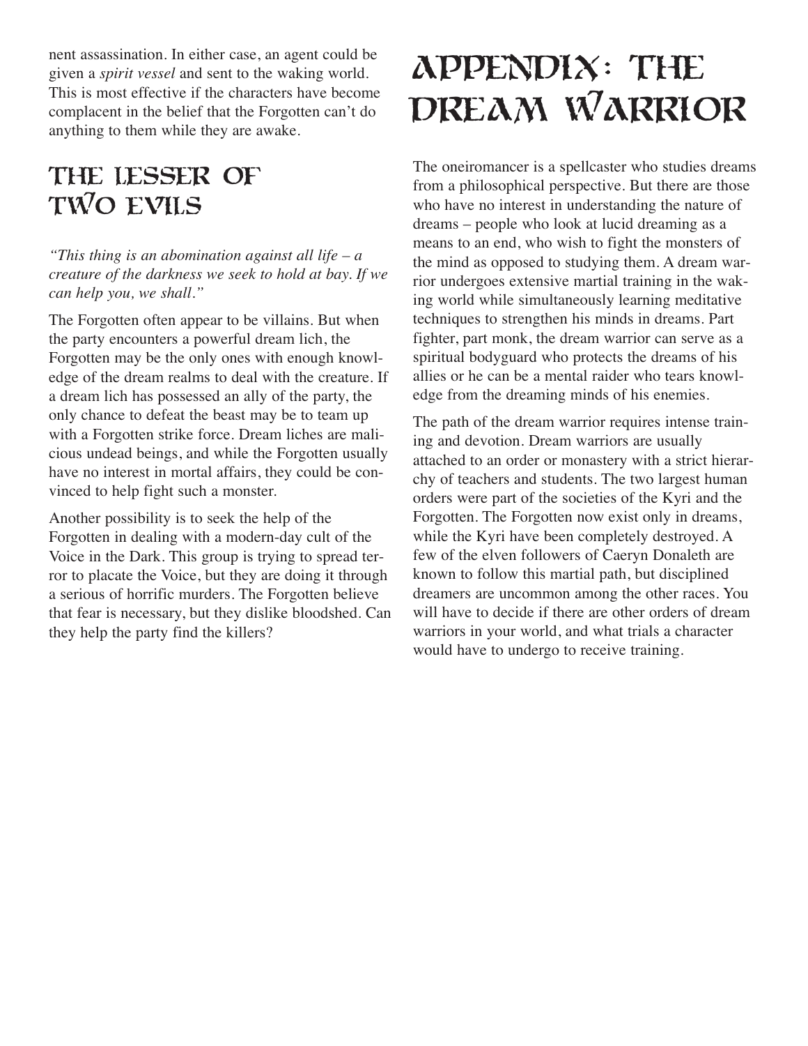nent assassination. In either case, an agent could be given a *spirit vessel* and sent to the waking world. This is most effective if the characters have become complacent in the belief that the Forgotten can't do anything to them while they are awake.

## The Lesser of Two Evils

*"This thing is an abomination against all life – a creature of the darkness we seek to hold at bay. If we can help you, we shall."*

The Forgotten often appear to be villains. But when the party encounters a powerful dream lich, the Forgotten may be the only ones with enough knowledge of the dream realms to deal with the creature. If a dream lich has possessed an ally of the party, the only chance to defeat the beast may be to team up with a Forgotten strike force. Dream liches are malicious undead beings, and while the Forgotten usually have no interest in mortal affairs, they could be convinced to help fight such a monster.

Another possibility is to seek the help of the Forgotten in dealing with a modern-day cult of the Voice in the Dark. This group is trying to spread terror to placate the Voice, but they are doing it through a serious of horrific murders. The Forgotten believe that fear is necessary, but they dislike bloodshed. Can they help the party find the killers?

# Appendix: The Dream Warrior

The oneiromancer is a spellcaster who studies dreams from a philosophical perspective. But there are those who have no interest in understanding the nature of dreams – people who look at lucid dreaming as a means to an end, who wish to fight the monsters of the mind as opposed to studying them. A dream warrior undergoes extensive martial training in the waking world while simultaneously learning meditative techniques to strengthen his minds in dreams. Part fighter, part monk, the dream warrior can serve as a spiritual bodyguard who protects the dreams of his allies or he can be a mental raider who tears knowledge from the dreaming minds of his enemies.

The path of the dream warrior requires intense training and devotion. Dream warriors are usually attached to an order or monastery with a strict hierarchy of teachers and students. The two largest human orders were part of the societies of the Kyri and the Forgotten. The Forgotten now exist only in dreams, while the Kyri have been completely destroyed. A few of the elven followers of Caeryn Donaleth are known to follow this martial path, but disciplined dreamers are uncommon among the other races. You will have to decide if there are other orders of dream warriors in your world, and what trials a character would have to undergo to receive training.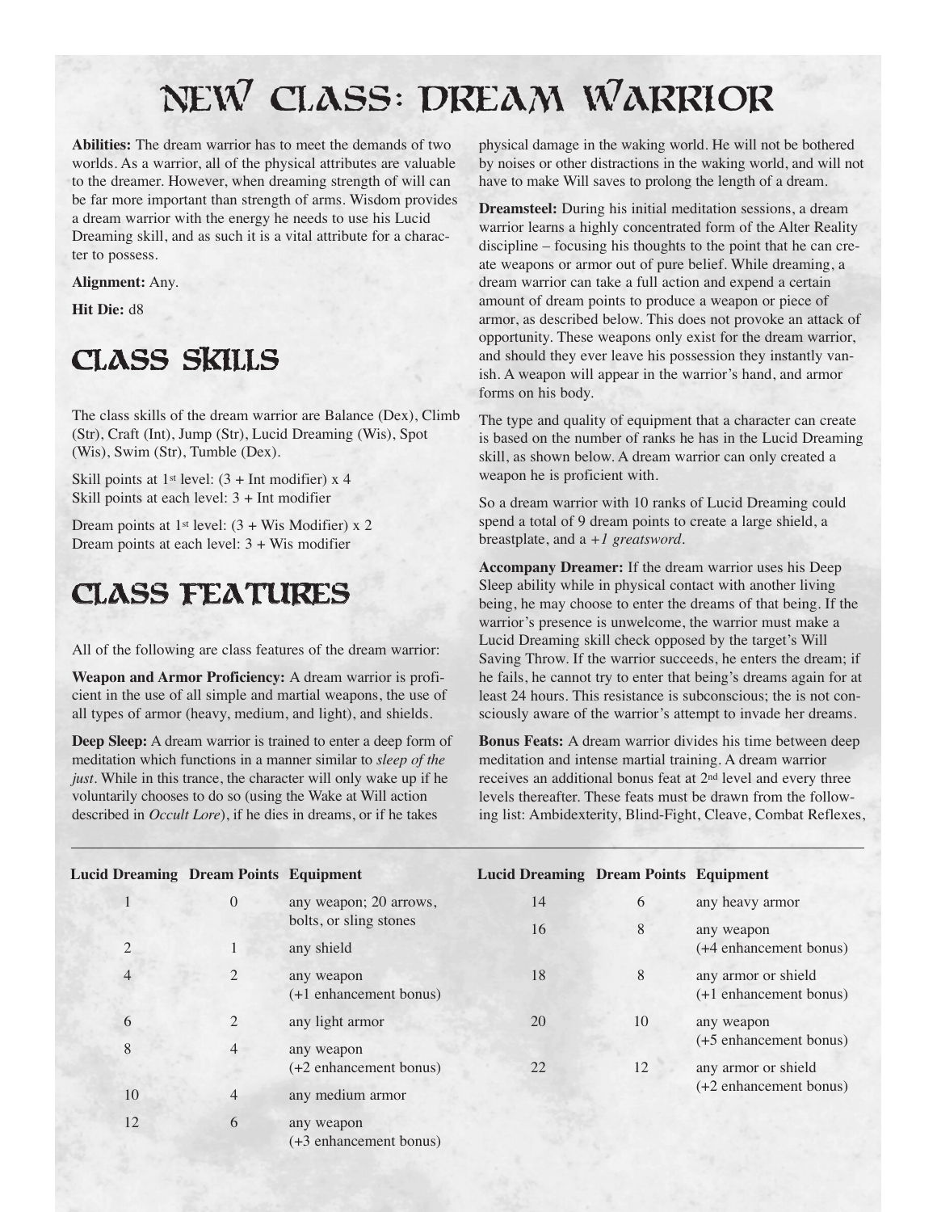# New Class: Dream Warrior

**Abilities:** The dream warrior has to meet the demands of two worlds. As a warrior, all of the physical attributes are valuable to the dreamer. However, when dreaming strength of will can be far more important than strength of arms. Wisdom provides a dream warrior with the energy he needs to use his Lucid Dreaming skill, and as such it is a vital attribute for a character to possess.

**Alignment:** Any.

**Hit Die:** d8

## Class Skills

The class skills of the dream warrior are Balance (Dex), Climb (Str), Craft (Int), Jump (Str), Lucid Dreaming (Wis), Spot (Wis), Swim (Str), Tumble (Dex).

Skill points at 1st level: (3 + Int modifier) x 4
Skill points at each level: 3 + Int modifier

Dream points at 1st level: (3 + Wis Modifier) x 2
Dream points at each level: 3 + Wis modifier

## Class Features

All of the following are class features of the dream warrior:

**Weapon and Armor Proficiency:** A dream warrior is proficient in the use of all simple and martial weapons, the use of all types of armor (heavy, medium, and light), and shields.

**Deep Sleep:** A dream warrior is trained to enter a deep form of meditation which functions in a manner similar to *sleep of the just*. While in this trance, the character will only wake up if he voluntarily chooses to do so (using the Wake at Will action described in *Occult Lore*), if he dies in dreams, or if he takes physical damage in the waking world. He will not be bothered by noises or other distractions in the waking world, and will not have to make Will saves to prolong the length of a dream.

**Dreamsteel:** During his initial meditation sessions, a dream warrior learns a highly concentrated form of the Alter Reality discipline – focusing his thoughts to the point that he can create weapons or armor out of pure belief. While dreaming, a dream warrior can take a full action and expend a certain amount of dream points to produce a weapon or piece of armor, as described below. This does not provoke an attack of opportunity. These weapons only exist for the dream warrior, and should they ever leave his possession they instantly vanish. A weapon will appear in the warrior's hand, and armor forms on his body.

The type and quality of equipment that a character can create is based on the number of ranks he has in the Lucid Dreaming skill, as shown below. A dream warrior can only created a weapon he is proficient with.

So a dream warrior with 10 ranks of Lucid Dreaming could spend a total of 9 dream points to create a large shield, a breastplate, and a *+1 greatsword*.

**Accompany Dreamer:** If the dream warrior uses his Deep Sleep ability while in physical contact with another living being, he may choose to enter the dreams of that being. If the warrior's presence is unwelcome, the warrior must make a Lucid Dreaming skill check opposed by the target's Will Saving Throw. If the warrior succeeds, he enters the dream; if he fails, he cannot try to enter that being's dreams again for at least 24 hours. This resistance is subconscious; the is not consciously aware of the warrior's attempt to invade her dreams.

**Bonus Feats:** A dream warrior divides his time between deep meditation and intense martial training. A dream warrior receives an additional bonus feat at 2nd level and every three levels thereafter. These feats must be drawn from the following list: Ambidexterity, Blind-Fight, Cleave, Combat Reflexes,

| Lucid Dreaming | Dream Points | Equipment |
|---|---|---|
| 1 | 0 | any weapon; 20 arrows, bolts, or sling stones |
| 2 | 1 | any shield |
| 4 | 2 | any weapon (+1 enhancement bonus) |
| 6 | 2 | any light armor |
| 8 | 4 | any weapon (+2 enhancement bonus) |
| 10 | 4 | any medium armor |
| 12 | 6 | any weapon (+3 enhancement bonus) |
| 14 | 6 | any heavy armor |
| 16 | 8 | any weapon (+4 enhancement bonus) |
| 18 | 8 | any armor or shield (+1 enhancement bonus) |
| 20 | 10 | any weapon (+5 enhancement bonus) |
| 22 | 12 | any armor or shield (+2 enhancement bonus) |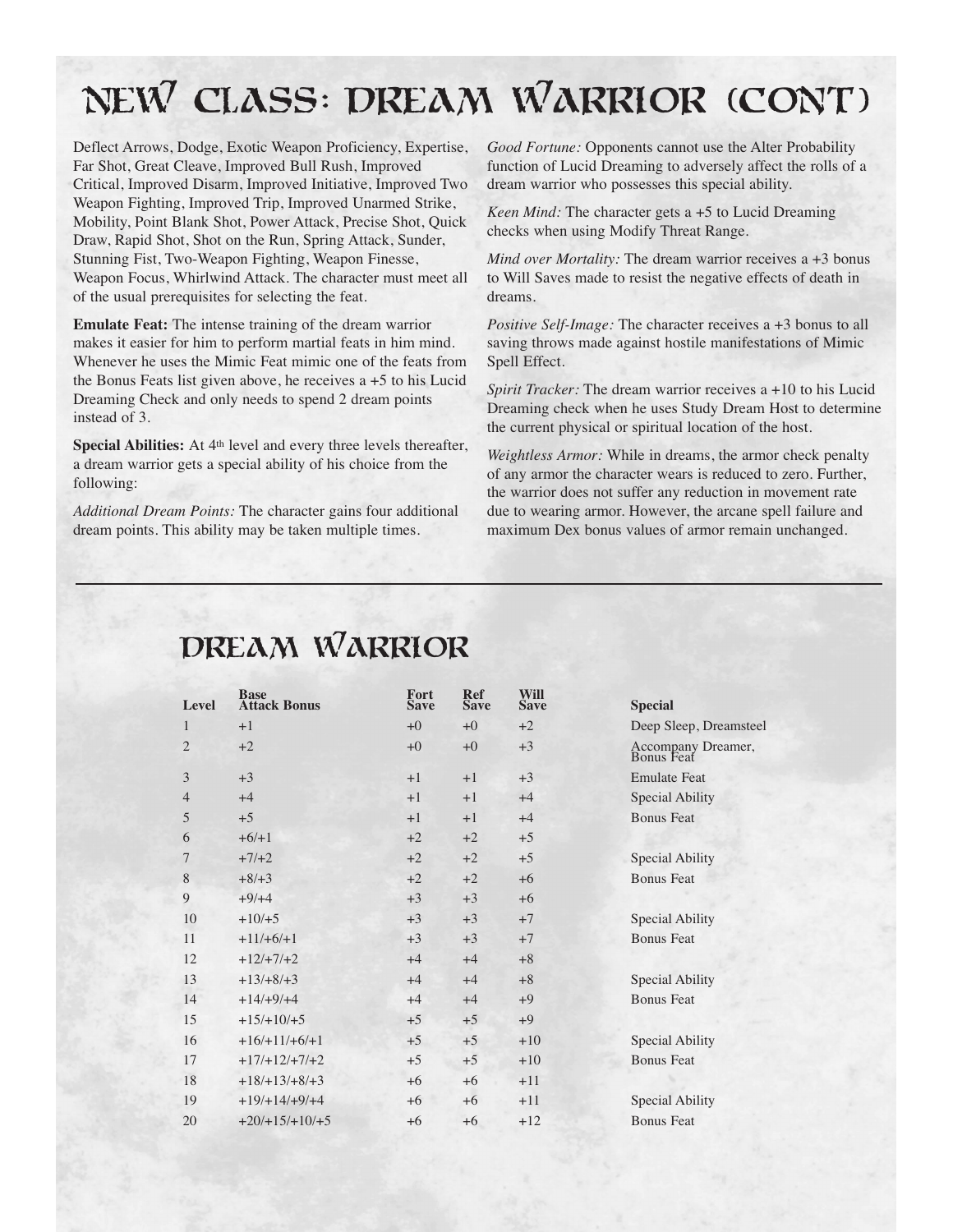# NEW CLASS: DREAM WARRIOR (CONT)

Deflect Arrows, Dodge, Exotic Weapon Proficiency, Expertise, Far Shot, Great Cleave, Improved Bull Rush, Improved Critical, Improved Disarm, Improved Initiative, Improved Two Weapon Fighting, Improved Trip, Improved Unarmed Strike, Mobility, Point Blank Shot, Power Attack, Precise Shot, Quick Draw, Rapid Shot, Shot on the Run, Spring Attack, Sunder, Stunning Fist, Two-Weapon Fighting, Weapon Finesse, Weapon Focus, Whirlwind Attack. The character must meet all of the usual prerequisites for selecting the feat.

**Emulate Feat:** The intense training of the dream warrior makes it easier for him to perform martial feats in him mind. Whenever he uses the Mimic Feat mimic one of the feats from the Bonus Feats list given above, he receives a +5 to his Lucid Dreaming Check and only needs to spend 2 dream points instead of 3.

**Special Abilities:** At 4th level and every three levels thereafter, a dream warrior gets a special ability of his choice from the following:

*Additional Dream Points:* The character gains four additional dream points. This ability may be taken multiple times.

*Good Fortune:* Opponents cannot use the Alter Probability function of Lucid Dreaming to adversely affect the rolls of a dream warrior who possesses this special ability.

*Keen Mind:* The character gets a +5 to Lucid Dreaming checks when using Modify Threat Range.

*Mind over Mortality:* The dream warrior receives a +3 bonus to Will Saves made to resist the negative effects of death in dreams.

*Positive Self-Image:* The character receives a +3 bonus to all saving throws made against hostile manifestations of Mimic Spell Effect.

*Spirit Tracker:* The dream warrior receives a +10 to his Lucid Dreaming check when he uses Study Dream Host to determine the current physical or spiritual location of the host.

*Weightless Armor:* While in dreams, the armor check penalty of any armor the character wears is reduced to zero. Further, the warrior does not suffer any reduction in movement rate due to wearing armor. However, the arcane spell failure and maximum Dex bonus values of armor remain unchanged.

## DREAM WARRIOR

| Level | Base Attack Bonus | Fort Save | Ref Save | Will Save | Special |
|---|---|---|---|---|---|
| 1 | +1 | +0 | +0 | +2 | Deep Sleep, Dreamsteel |
| 2 | +2 | +0 | +0 | +3 | Accompany Dreamer, Bonus Feat |
| 3 | +3 | +1 | +1 | +3 | Emulate Feat |
| 4 | +4 | +1 | +1 | +4 | Special Ability |
| 5 | +5 | +1 | +1 | +4 | Bonus Feat |
| 6 | +6/+1 | +2 | +2 | +5 | |
| 7 | +7/+2 | +2 | +2 | +5 | Special Ability |
| 8 | +8/+3 | +2 | +2 | +6 | Bonus Feat |
| 9 | +9/+4 | +3 | +3 | +6 | |
| 10 | +10/+5 | +3 | +3 | +7 | Special Ability |
| 11 | +11/+6/+1 | +3 | +3 | +7 | Bonus Feat |
| 12 | +12/+7/+2 | +4 | +4 | +8 | |
| 13 | +13/+8/+3 | +4 | +4 | +8 | Special Ability |
| 14 | +14/+9/+4 | +4 | +4 | +9 | Bonus Feat |
| 15 | +15/+10/+5 | +5 | +5 | +9 | |
| 16 | +16/+11/+6/+1 | +5 | +5 | +10 | Special Ability |
| 17 | +17/+12/+7/+2 | +5 | +5 | +10 | Bonus Feat |
| 18 | +18/+13/+8/+3 | +6 | +6 | +11 | |
| 19 | +19/+14/+9/+4 | +6 | +6 | +11 | Special Ability |
| 20 | +20/+15/+10/+5 | +6 | +6 | +12 | Bonus Feat |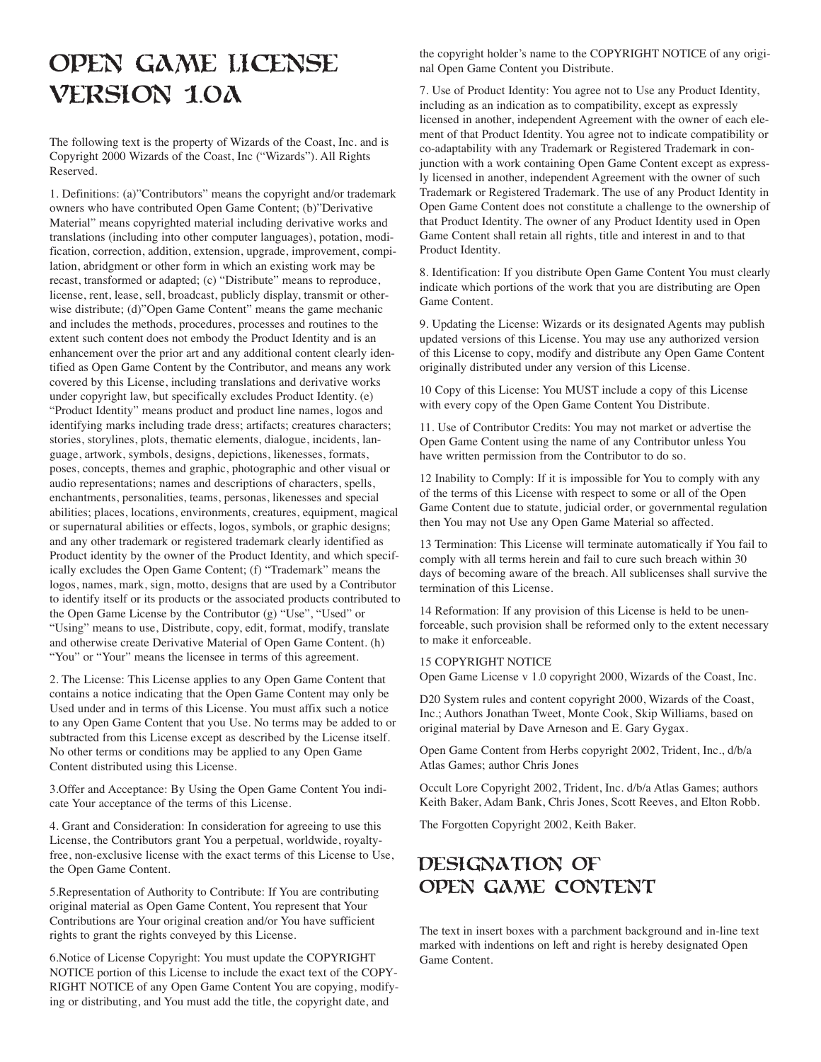# Open Game License Version 1.0a

The following text is the property of Wizards of the Coast, Inc. and is Copyright 2000 Wizards of the Coast, Inc ("Wizards"). All Rights Reserved.

1. Definitions: (a)"Contributors" means the copyright and/or trademark owners who have contributed Open Game Content; (b)"Derivative Material" means copyrighted material including derivative works and translations (including into other computer languages), potation, modification, correction, addition, extension, upgrade, improvement, compilation, abridgment or other form in which an existing work may be recast, transformed or adapted; (c) "Distribute" means to reproduce, license, rent, lease, sell, broadcast, publicly display, transmit or otherwise distribute; (d)"Open Game Content" means the game mechanic and includes the methods, procedures, processes and routines to the extent such content does not embody the Product Identity and is an enhancement over the prior art and any additional content clearly identified as Open Game Content by the Contributor, and means any work covered by this License, including translations and derivative works under copyright law, but specifically excludes Product Identity. (e) "Product Identity" means product and product line names, logos and identifying marks including trade dress; artifacts; creatures characters; stories, storylines, plots, thematic elements, dialogue, incidents, language, artwork, symbols, designs, depictions, likenesses, formats, poses, concepts, themes and graphic, photographic and other visual or audio representations; names and descriptions of characters, spells, enchantments, personalities, teams, personas, likenesses and special abilities; places, locations, environments, creatures, equipment, magical or supernatural abilities or effects, logos, symbols, or graphic designs; and any other trademark or registered trademark clearly identified as Product identity by the owner of the Product Identity, and which specifically excludes the Open Game Content; (f) "Trademark" means the logos, names, mark, sign, motto, designs that are used by a Contributor to identify itself or its products or the associated products contributed to the Open Game License by the Contributor (g) "Use", "Used" or "Using" means to use, Distribute, copy, edit, format, modify, translate and otherwise create Derivative Material of Open Game Content. (h) "You" or "Your" means the licensee in terms of this agreement.

2. The License: This License applies to any Open Game Content that contains a notice indicating that the Open Game Content may only be Used under and in terms of this License. You must affix such a notice to any Open Game Content that you Use. No terms may be added to or subtracted from this License except as described by the License itself. No other terms or conditions may be applied to any Open Game Content distributed using this License.

3.Offer and Acceptance: By Using the Open Game Content You indicate Your acceptance of the terms of this License.

4. Grant and Consideration: In consideration for agreeing to use this License, the Contributors grant You a perpetual, worldwide, royalty-free, non-exclusive license with the exact terms of this License to Use, the Open Game Content.

5.Representation of Authority to Contribute: If You are contributing original material as Open Game Content, You represent that Your Contributions are Your original creation and/or You have sufficient rights to grant the rights conveyed by this License.

6.Notice of License Copyright: You must update the COPYRIGHT NOTICE portion of this License to include the exact text of the COPYRIGHT NOTICE of any Open Game Content You are copying, modifying or distributing, and You must add the title, the copyright date, and the copyright holder's name to the COPYRIGHT NOTICE of any original Open Game Content you Distribute.

7. Use of Product Identity: You agree not to Use any Product Identity, including as an indication as to compatibility, except as expressly licensed in another, independent Agreement with the owner of each element of that Product Identity. You agree not to indicate compatibility or co-adaptability with any Trademark or Registered Trademark in conjunction with a work containing Open Game Content except as expressly licensed in another, independent Agreement with the owner of such Trademark or Registered Trademark. The use of any Product Identity in Open Game Content does not constitute a challenge to the ownership of that Product Identity. The owner of any Product Identity used in Open Game Content shall retain all rights, title and interest in and to that Product Identity.

8. Identification: If you distribute Open Game Content You must clearly indicate which portions of the work that you are distributing are Open Game Content.

9. Updating the License: Wizards or its designated Agents may publish updated versions of this License. You may use any authorized version of this License to copy, modify and distribute any Open Game Content originally distributed under any version of this License.

10 Copy of this License: You MUST include a copy of this License with every copy of the Open Game Content You Distribute.

11. Use of Contributor Credits: You may not market or advertise the Open Game Content using the name of any Contributor unless You have written permission from the Contributor to do so.

12 Inability to Comply: If it is impossible for You to comply with any of the terms of this License with respect to some or all of the Open Game Content due to statute, judicial order, or governmental regulation then You may not Use any Open Game Material so affected.

13 Termination: This License will terminate automatically if You fail to comply with all terms herein and fail to cure such breach within 30 days of becoming aware of the breach. All sublicenses shall survive the termination of this License.

14 Reformation: If any provision of this License is held to be unenforceable, such provision shall be reformed only to the extent necessary to make it enforceable.

15 COPYRIGHT NOTICE
Open Game License v 1.0 copyright 2000, Wizards of the Coast, Inc.

D20 System rules and content copyright 2000, Wizards of the Coast, Inc.; Authors Jonathan Tweet, Monte Cook, Skip Williams, based on original material by Dave Arneson and E. Gary Gygax.

Open Game Content from Herbs copyright 2002, Trident, Inc., d/b/a Atlas Games; author Chris Jones

Occult Lore Copyright 2002, Trident, Inc. d/b/a Atlas Games; authors Keith Baker, Adam Bank, Chris Jones, Scott Reeves, and Elton Robb.

The Forgotten Copyright 2002, Keith Baker.

# Designation of Open Game Content

The text in insert boxes with a parchment background and in-line text marked with indentions on left and right is hereby designated Open Game Content.